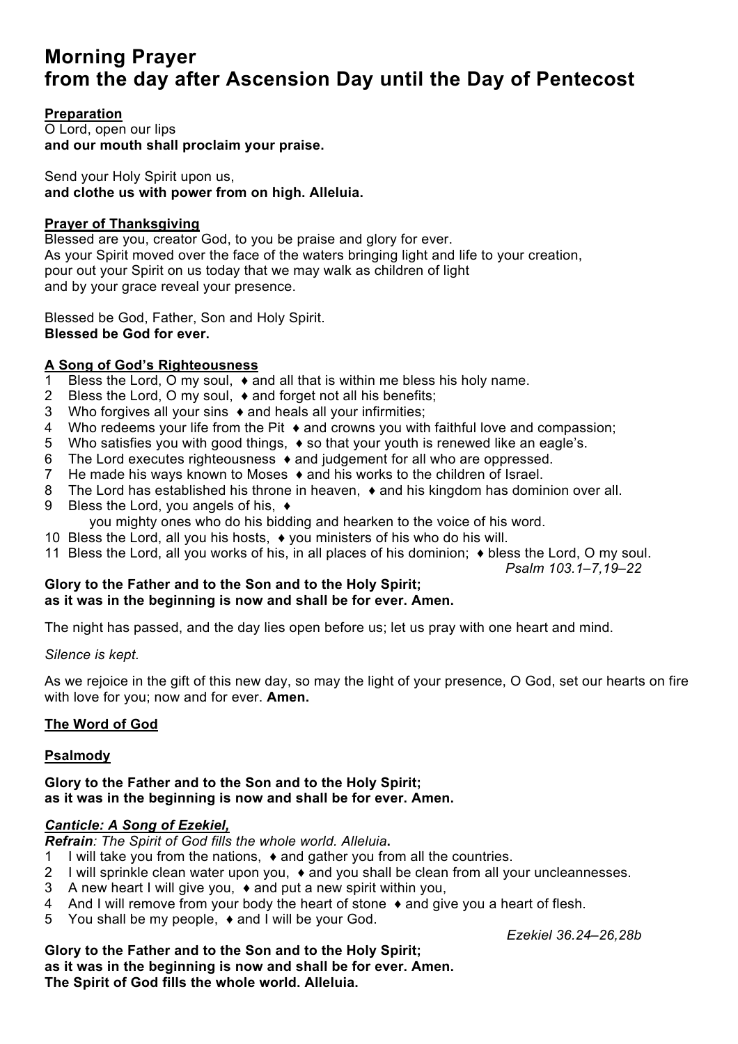# Morning Prayer
# from the day after Ascension Day until the Day of Pentecost

**Preparation**

O Lord, open our lips
**and our mouth shall proclaim your praise.**

Send your Holy Spirit upon us,
**and clothe us with power from on high. Alleluia.**

**Prayer of Thanksgiving**

Blessed are you, creator God, to you be praise and glory for ever.
As your Spirit moved over the face of the waters bringing light and life to your creation,
pour out your Spirit on us today that we may walk as children of light
and by your grace reveal your presence.

Blessed be God, Father, Son and Holy Spirit.
**Blessed be God for ever.**

**A Song of God's Righteousness**

1 Bless the Lord, O my soul, ♦ and all that is within me bless his holy name.
2 Bless the Lord, O my soul, ♦ and forget not all his benefits;
3 Who forgives all your sins ♦ and heals all your infirmities;
4 Who redeems your life from the Pit ♦ and crowns you with faithful love and compassion;
5 Who satisfies you with good things, ♦ so that your youth is renewed like an eagle's.
6 The Lord executes righteousness ♦ and judgement for all who are oppressed.
7 He made his ways known to Moses ♦ and his works to the children of Israel.
8 The Lord has established his throne in heaven, ♦ and his kingdom has dominion over all.
9 Bless the Lord, you angels of his, ♦
you mighty ones who do his bidding and hearken to the voice of his word.
10 Bless the Lord, all you his hosts, ♦ you ministers of his who do his will.
11 Bless the Lord, all you works of his, in all places of his dominion; ♦ bless the Lord, O my soul.

*Psalm 103.1–7,19–22*

**Glory to the Father and to the Son and to the Holy Spirit;
as it was in the beginning is now and shall be for ever. Amen.**

The night has passed, and the day lies open before us; let us pray with one heart and mind.

*Silence is kept.*

As we rejoice in the gift of this new day, so may the light of your presence, O God, set our hearts on fire with love for you; now and for ever. **Amen.**

**The Word of God**

**Psalmody**

**Glory to the Father and to the Son and to the Holy Spirit;
as it was in the beginning is now and shall be for ever. Amen.**

***Canticle: A Song of Ezekiel,***

***Refrain**: The Spirit of God fills the whole world. Alleluia***.**

1 I will take you from the nations, ♦ and gather you from all the countries.
2 I will sprinkle clean water upon you, ♦ and you shall be clean from all your uncleannesses.
3 A new heart I will give you, ♦ and put a new spirit within you,
4 And I will remove from your body the heart of stone ♦ and give you a heart of flesh.
5 You shall be my people, ♦ and I will be your God.

*Ezekiel 36.24–26,28b*

**Glory to the Father and to the Son and to the Holy Spirit;
as it was in the beginning is now and shall be for ever. Amen.
The Spirit of God fills the whole world. Alleluia.**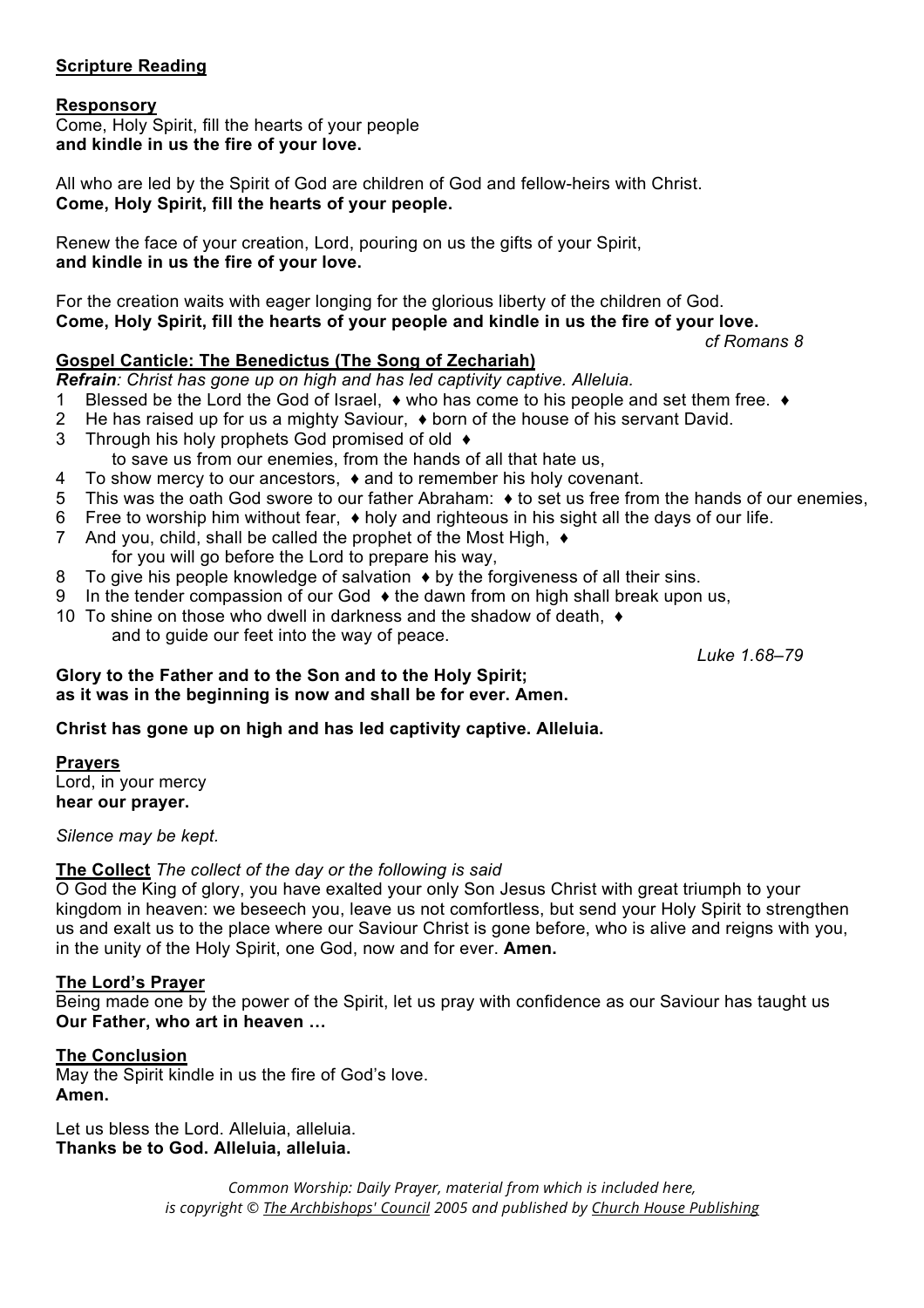**Scripture Reading**

**Responsory**

Come, Holy Spirit, fill the hearts of your people
**and kindle in us the fire of your love.**

All who are led by the Spirit of God are children of God and fellow-heirs with Christ.
**Come, Holy Spirit, fill the hearts of your people.**

Renew the face of your creation, Lord, pouring on us the gifts of your Spirit,
**and kindle in us the fire of your love.**

For the creation waits with eager longing for the glorious liberty of the children of God.
**Come, Holy Spirit, fill the hearts of your people and kindle in us the fire of your love.**

*cf Romans 8*

**Gospel Canticle: The Benedictus (The Song of Zechariah)**

***Refrain****: Christ has gone up on high and has led captivity captive. Alleluia.*

1 Blessed be the Lord the God of Israel, ♦ who has come to his people and set them free. ♦
2 He has raised up for us a mighty Saviour, ♦ born of the house of his servant David.
3 Through his holy prophets God promised of old ♦
to save us from our enemies, from the hands of all that hate us,
4 To show mercy to our ancestors, ♦ and to remember his holy covenant.
5 This was the oath God swore to our father Abraham: ♦ to set us free from the hands of our enemies,
6 Free to worship him without fear, ♦ holy and righteous in his sight all the days of our life.
7 And you, child, shall be called the prophet of the Most High, ♦
for you will go before the Lord to prepare his way,
8 To give his people knowledge of salvation ♦ by the forgiveness of all their sins.
9 In the tender compassion of our God ♦ the dawn from on high shall break upon us,
10 To shine on those who dwell in darkness and the shadow of death, ♦
and to guide our feet into the way of peace.

*Luke 1.68–79*

**Glory to the Father and to the Son and to the Holy Spirit;**
**as it was in the beginning is now and shall be for ever. Amen.**

**Christ has gone up on high and has led captivity captive. Alleluia.**

**Prayers**

Lord, in your mercy
**hear our prayer.**

*Silence may be kept.*

**The Collect** *The collect of the day or the following is said*

O God the King of glory, you have exalted your only Son Jesus Christ with great triumph to your kingdom in heaven: we beseech you, leave us not comfortless, but send your Holy Spirit to strengthen us and exalt us to the place where our Saviour Christ is gone before, who is alive and reigns with you, in the unity of the Holy Spirit, one God, now and for ever. **Amen.**

**The Lord's Prayer**

Being made one by the power of the Spirit, let us pray with confidence as our Saviour has taught us
**Our Father, who art in heaven …**

**The Conclusion**

May the Spirit kindle in us the fire of God's love.
**Amen.**

Let us bless the Lord. Alleluia, alleluia.
**Thanks be to God. Alleluia, alleluia.**

*Common Worship: Daily Prayer, material from which is included here, is copyright © The Archbishops' Council 2005 and published by Church House Publishing*